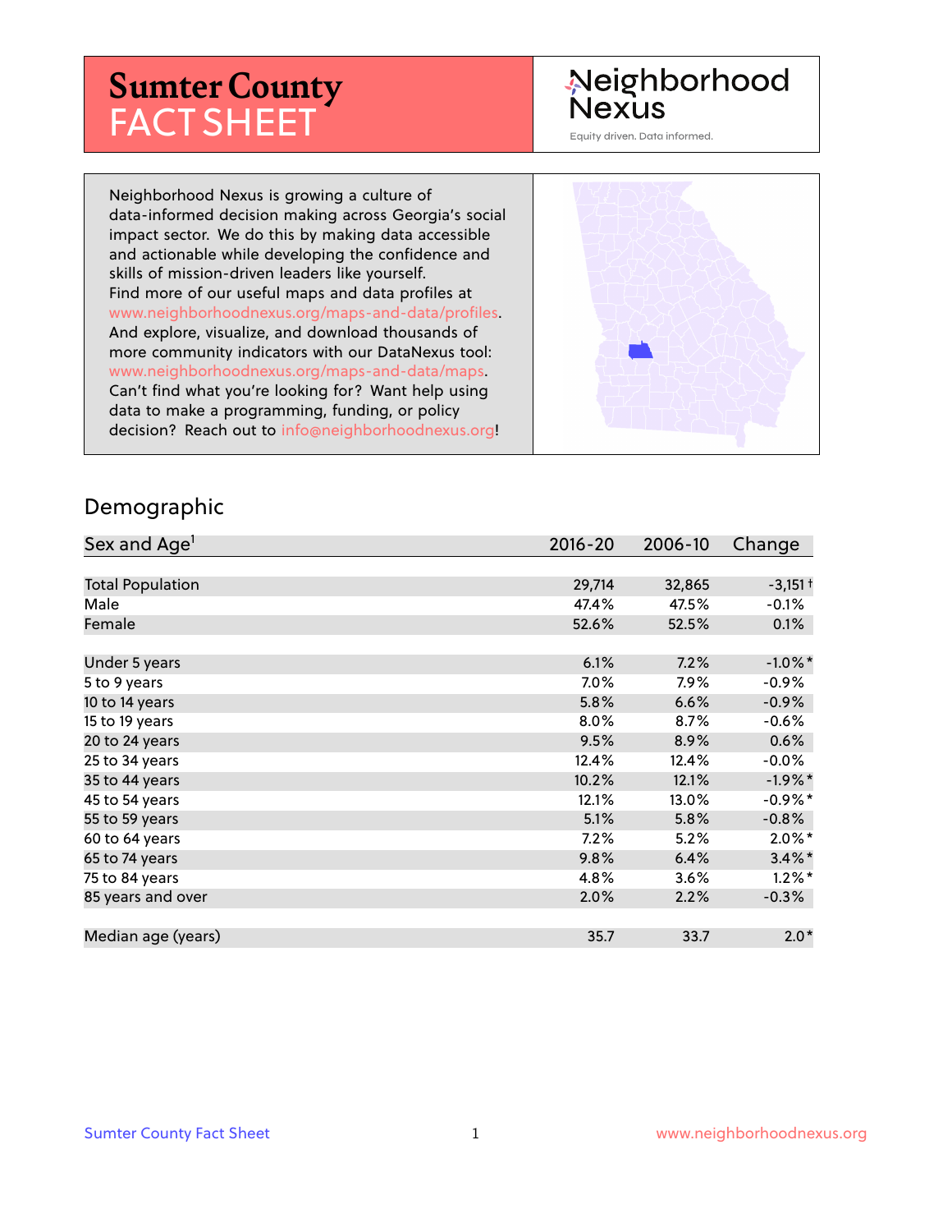# Sumter County FACT SHEET

Neighborhood Nexus

Equity driven. Data informed.

Neighborhood Nexus is growing a culture of data-informed decision making across Georgia's social impact sector. We do this by making data accessible and actionable while developing the confidence and skills of mission-driven leaders like yourself. Find more of our useful maps and data profiles at www.neighborhoodnexus.org/maps-and-data/profiles. And explore, visualize, and download thousands of more community indicators with our DataNexus tool: www.neighborhoodnexus.org/maps-and-data/maps. Can't find what you're looking for? Want help using data to make a programming, funding, or policy decision? Reach out to info@neighborhoodnexus.org!

## Demographic

| Sex and Age[1] | 2016-20 | 2006-10 | Change |
|---|---|---|---|
| Total Population | 29,714 | 32,865 | -3,151 † |
| Male | 47.4% | 47.5% | -0.1% |
| Female | 52.6% | 52.5% | 0.1% |
| Under 5 years | 6.1% | 7.2% | -1.0% * |
| 5 to 9 years | 7.0% | 7.9% | -0.9% |
| 10 to 14 years | 5.8% | 6.6% | -0.9% |
| 15 to 19 years | 8.0% | 8.7% | -0.6% |
| 20 to 24 years | 9.5% | 8.9% | 0.6% |
| 25 to 34 years | 12.4% | 12.4% | -0.0% |
| 35 to 44 years | 10.2% | 12.1% | -1.9% * |
| 45 to 54 years | 12.1% | 13.0% | -0.9% * |
| 55 to 59 years | 5.1% | 5.8% | -0.8% |
| 60 to 64 years | 7.2% | 5.2% | 2.0% * |
| 65 to 74 years | 9.8% | 6.4% | 3.4% * |
| 75 to 84 years | 4.8% | 3.6% | 1.2% * |
| 85 years and over | 2.0% | 2.2% | -0.3% |
| Median age (years) | 35.7 | 33.7 | 2.0 * |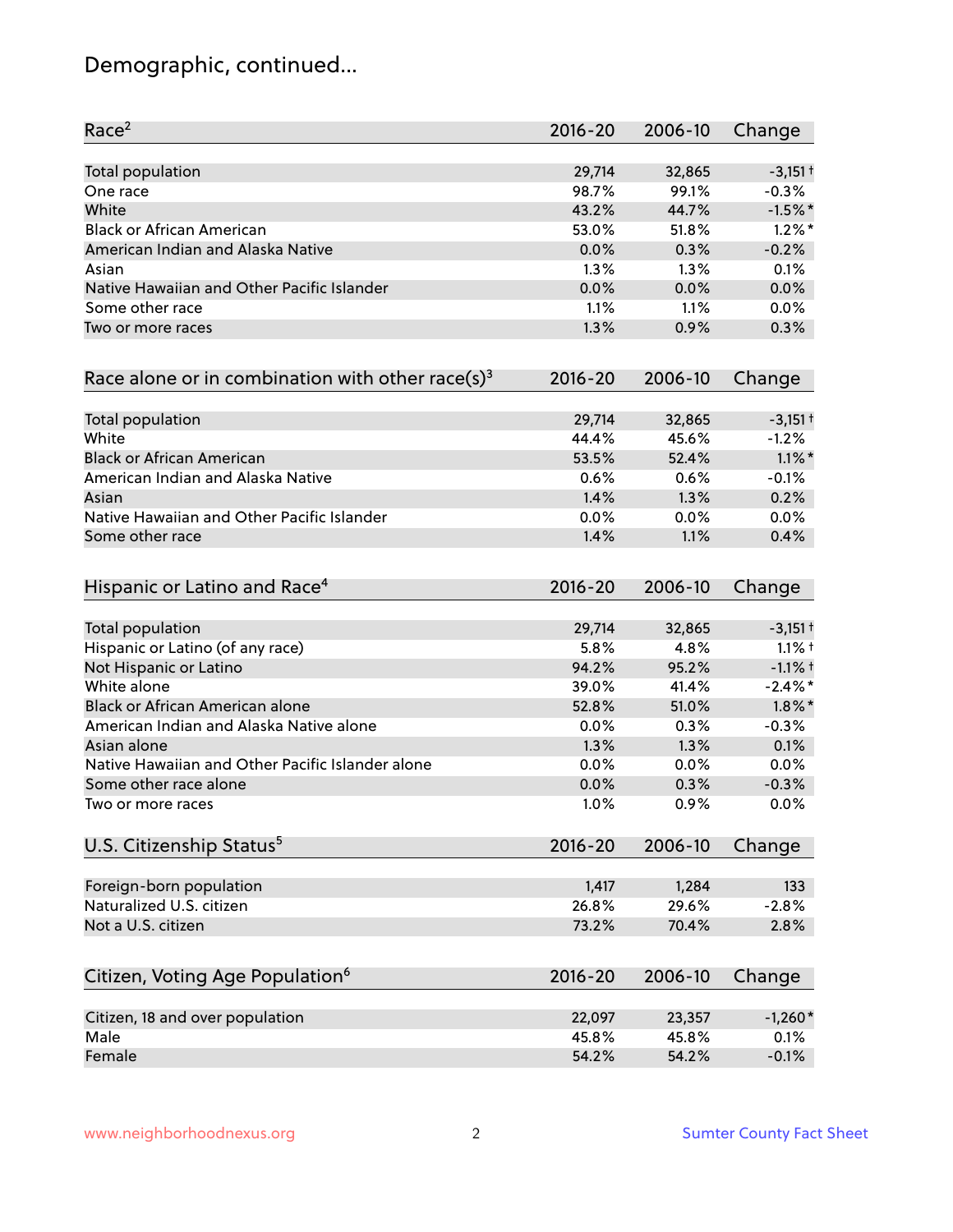# Demographic, continued...

| Race[2] | 2016-20 | 2006-10 | Change |
|---|---|---|---|
| Total population | 29,714 | 32,865 | -3,151† |
| One race | 98.7% | 99.1% | -0.3% |
| White | 43.2% | 44.7% | -1.5%* |
| Black or African American | 53.0% | 51.8% | 1.2%* |
| American Indian and Alaska Native | 0.0% | 0.3% | -0.2% |
| Asian | 1.3% | 1.3% | 0.1% |
| Native Hawaiian and Other Pacific Islander | 0.0% | 0.0% | 0.0% |
| Some other race | 1.1% | 1.1% | 0.0% |
| Two or more races | 1.3% | 0.9% | 0.3% |

| Race alone or in combination with other race(s)[3] | 2016-20 | 2006-10 | Change |
|---|---|---|---|
| Total population | 29,714 | 32,865 | -3,151† |
| White | 44.4% | 45.6% | -1.2% |
| Black or African American | 53.5% | 52.4% | 1.1%* |
| American Indian and Alaska Native | 0.6% | 0.6% | -0.1% |
| Asian | 1.4% | 1.3% | 0.2% |
| Native Hawaiian and Other Pacific Islander | 0.0% | 0.0% | 0.0% |
| Some other race | 1.4% | 1.1% | 0.4% |

| Hispanic or Latino and Race[4] | 2016-20 | 2006-10 | Change |
|---|---|---|---|
| Total population | 29,714 | 32,865 | -3,151† |
| Hispanic or Latino (of any race) | 5.8% | 4.8% | 1.1%† |
| Not Hispanic or Latino | 94.2% | 95.2% | -1.1%† |
| White alone | 39.0% | 41.4% | -2.4%* |
| Black or African American alone | 52.8% | 51.0% | 1.8%* |
| American Indian and Alaska Native alone | 0.0% | 0.3% | -0.3% |
| Asian alone | 1.3% | 1.3% | 0.1% |
| Native Hawaiian and Other Pacific Islander alone | 0.0% | 0.0% | 0.0% |
| Some other race alone | 0.0% | 0.3% | -0.3% |
| Two or more races | 1.0% | 0.9% | 0.0% |

| U.S. Citizenship Status[5] | 2016-20 | 2006-10 | Change |
|---|---|---|---|
| Foreign-born population | 1,417 | 1,284 | 133 |
| Naturalized U.S. citizen | 26.8% | 29.6% | -2.8% |
| Not a U.S. citizen | 73.2% | 70.4% | 2.8% |

| Citizen, Voting Age Population[6] | 2016-20 | 2006-10 | Change |
|---|---|---|---|
| Citizen, 18 and over population | 22,097 | 23,357 | -1,260* |
| Male | 45.8% | 45.8% | 0.1% |
| Female | 54.2% | 54.2% | -0.1% |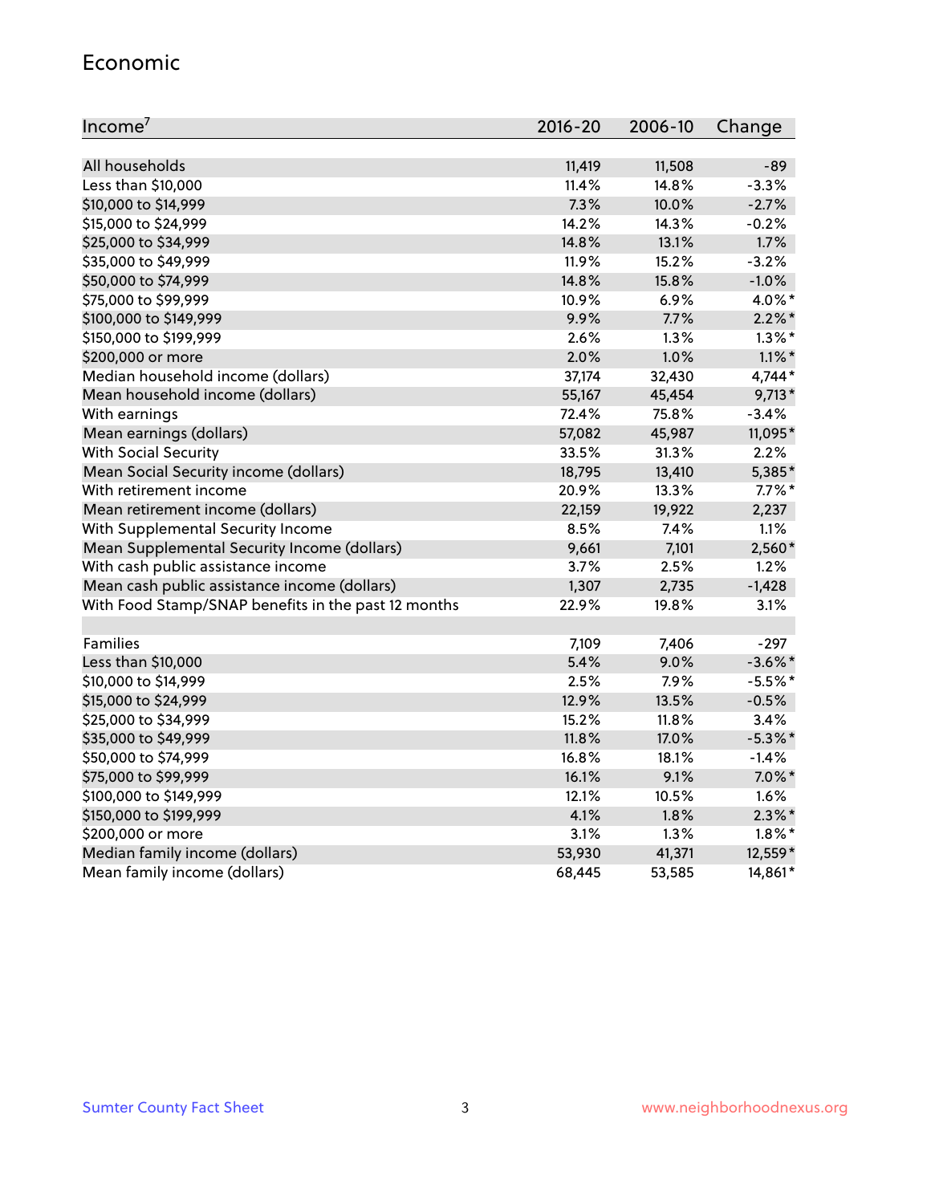## Economic

| Income[7] | 2016-20 | 2006-10 | Change |
|---|---|---|---|
| All households | 11,419 | 11,508 | -89 |
| Less than $10,000 | 11.4% | 14.8% | -3.3% |
| $10,000 to $14,999 | 7.3% | 10.0% | -2.7% |
| $15,000 to $24,999 | 14.2% | 14.3% | -0.2% |
| $25,000 to $34,999 | 14.8% | 13.1% | 1.7% |
| $35,000 to $49,999 | 11.9% | 15.2% | -3.2% |
| $50,000 to $74,999 | 14.8% | 15.8% | -1.0% |
| $75,000 to $99,999 | 10.9% | 6.9% | 4.0%* |
| $100,000 to $149,999 | 9.9% | 7.7% | 2.2%* |
| $150,000 to $199,999 | 2.6% | 1.3% | 1.3%* |
| $200,000 or more | 2.0% | 1.0% | 1.1%* |
| Median household income (dollars) | 37,174 | 32,430 | 4,744* |
| Mean household income (dollars) | 55,167 | 45,454 | 9,713* |
| With earnings | 72.4% | 75.8% | -3.4% |
| Mean earnings (dollars) | 57,082 | 45,987 | 11,095* |
| With Social Security | 33.5% | 31.3% | 2.2% |
| Mean Social Security income (dollars) | 18,795 | 13,410 | 5,385* |
| With retirement income | 20.9% | 13.3% | 7.7%* |
| Mean retirement income (dollars) | 22,159 | 19,922 | 2,237 |
| With Supplemental Security Income | 8.5% | 7.4% | 1.1% |
| Mean Supplemental Security Income (dollars) | 9,661 | 7,101 | 2,560* |
| With cash public assistance income | 3.7% | 2.5% | 1.2% |
| Mean cash public assistance income (dollars) | 1,307 | 2,735 | -1,428 |
| With Food Stamp/SNAP benefits in the past 12 months | 22.9% | 19.8% | 3.1% |
| | | | |
| Families | 7,109 | 7,406 | -297 |
| Less than $10,000 | 5.4% | 9.0% | -3.6%* |
| $10,000 to $14,999 | 2.5% | 7.9% | -5.5%* |
| $15,000 to $24,999 | 12.9% | 13.5% | -0.5% |
| $25,000 to $34,999 | 15.2% | 11.8% | 3.4% |
| $35,000 to $49,999 | 11.8% | 17.0% | -5.3%* |
| $50,000 to $74,999 | 16.8% | 18.1% | -1.4% |
| $75,000 to $99,999 | 16.1% | 9.1% | 7.0%* |
| $100,000 to $149,999 | 12.1% | 10.5% | 1.6% |
| $150,000 to $199,999 | 4.1% | 1.8% | 2.3%* |
| $200,000 or more | 3.1% | 1.3% | 1.8%* |
| Median family income (dollars) | 53,930 | 41,371 | 12,559* |
| Mean family income (dollars) | 68,445 | 53,585 | 14,861* |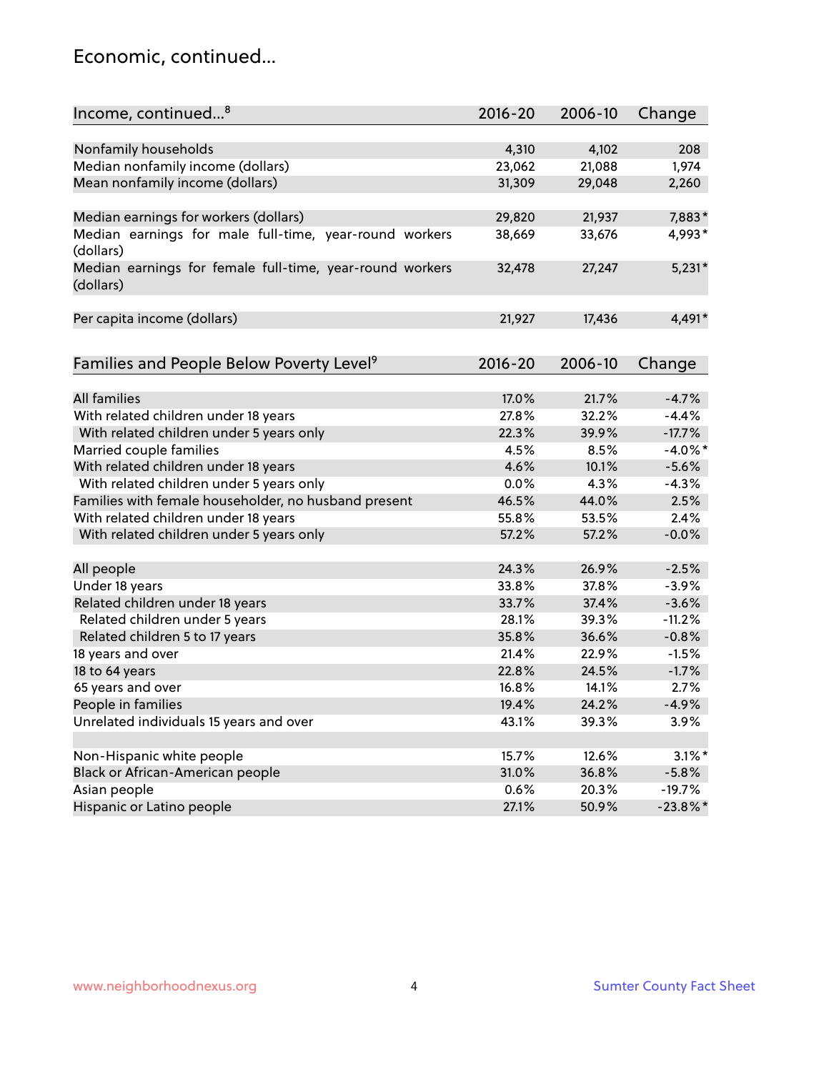## Economic, continued...

| Income, continued...[8] | 2016-20 | 2006-10 | Change |
|---|---|---|---|
| Nonfamily households | 4,310 | 4,102 | 208 |
| Median nonfamily income (dollars) | 23,062 | 21,088 | 1,974 |
| Mean nonfamily income (dollars) | 31,309 | 29,048 | 2,260 |
| Median earnings for workers (dollars) | 29,820 | 21,937 | 7,883* |
| Median earnings for male full-time, year-round workers (dollars) | 38,669 | 33,676 | 4,993* |
| Median earnings for female full-time, year-round workers (dollars) | 32,478 | 27,247 | 5,231* |
| Per capita income (dollars) | 21,927 | 17,436 | 4,491* |

| Families and People Below Poverty Level[9] | 2016-20 | 2006-10 | Change |
|---|---|---|---|
| All families | 17.0% | 21.7% | -4.7% |
| With related children under 18 years | 27.8% | 32.2% | -4.4% |
| With related children under 5 years only | 22.3% | 39.9% | -17.7% |
| Married couple families | 4.5% | 8.5% | -4.0%* |
| With related children under 18 years | 4.6% | 10.1% | -5.6% |
| With related children under 5 years only | 0.0% | 4.3% | -4.3% |
| Families with female householder, no husband present | 46.5% | 44.0% | 2.5% |
| With related children under 18 years | 55.8% | 53.5% | 2.4% |
| With related children under 5 years only | 57.2% | 57.2% | -0.0% |
| All people | 24.3% | 26.9% | -2.5% |
| Under 18 years | 33.8% | 37.8% | -3.9% |
| Related children under 18 years | 33.7% | 37.4% | -3.6% |
| Related children under 5 years | 28.1% | 39.3% | -11.2% |
| Related children 5 to 17 years | 35.8% | 36.6% | -0.8% |
| 18 years and over | 21.4% | 22.9% | -1.5% |
| 18 to 64 years | 22.8% | 24.5% | -1.7% |
| 65 years and over | 16.8% | 14.1% | 2.7% |
| People in families | 19.4% | 24.2% | -4.9% |
| Unrelated individuals 15 years and over | 43.1% | 39.3% | 3.9% |
| Non-Hispanic white people | 15.7% | 12.6% | 3.1%* |
| Black or African-American people | 31.0% | 36.8% | -5.8% |
| Asian people | 0.6% | 20.3% | -19.7% |
| Hispanic or Latino people | 27.1% | 50.9% | -23.8%* |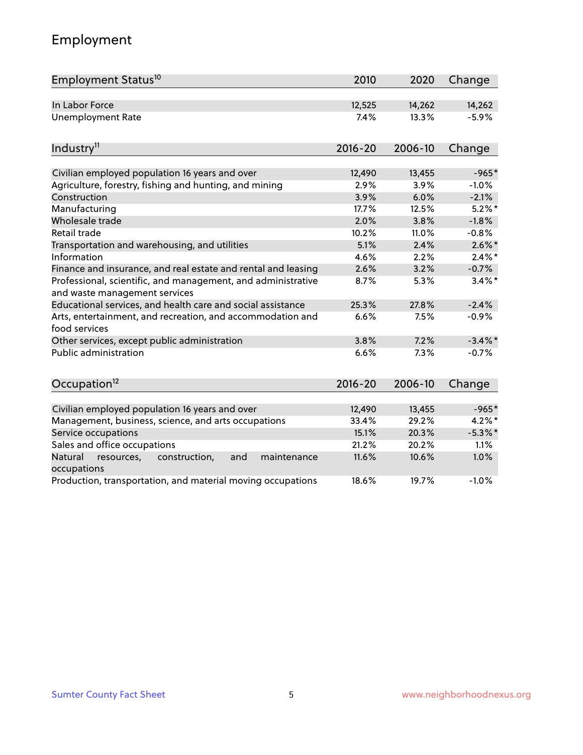## Employment

| Employment Status[10] | 2010 | 2020 | Change |
|---|---|---|---|
| In Labor Force | 12,525 | 14,262 | 14,262 |
| Unemployment Rate | 7.4% | 13.3% | -5.9% |

| Industry[11] | 2016-20 | 2006-10 | Change |
|---|---|---|---|
| Civilian employed population 16 years and over | 12,490 | 13,455 | -965* |
| Agriculture, forestry, fishing and hunting, and mining | 2.9% | 3.9% | -1.0% |
| Construction | 3.9% | 6.0% | -2.1% |
| Manufacturing | 17.7% | 12.5% | 5.2%* |
| Wholesale trade | 2.0% | 3.8% | -1.8% |
| Retail trade | 10.2% | 11.0% | -0.8% |
| Transportation and warehousing, and utilities | 5.1% | 2.4% | 2.6%* |
| Information | 4.6% | 2.2% | 2.4%* |
| Finance and insurance, and real estate and rental and leasing | 2.6% | 3.2% | -0.7% |
| Professional, scientific, and management, and administrative and waste management services | 8.7% | 5.3% | 3.4%* |
| Educational services, and health care and social assistance | 25.3% | 27.8% | -2.4% |
| Arts, entertainment, and recreation, and accommodation and food services | 6.6% | 7.5% | -0.9% |
| Other services, except public administration | 3.8% | 7.2% | -3.4%* |
| Public administration | 6.6% | 7.3% | -0.7% |

| Occupation[12] | 2016-20 | 2006-10 | Change |
|---|---|---|---|
| Civilian employed population 16 years and over | 12,490 | 13,455 | -965* |
| Management, business, science, and arts occupations | 33.4% | 29.2% | 4.2%* |
| Service occupations | 15.1% | 20.3% | -5.3%* |
| Sales and office occupations | 21.2% | 20.2% | 1.1% |
| Natural resources, construction, and maintenance occupations | 11.6% | 10.6% | 1.0% |
| Production, transportation, and material moving occupations | 18.6% | 19.7% | -1.0% |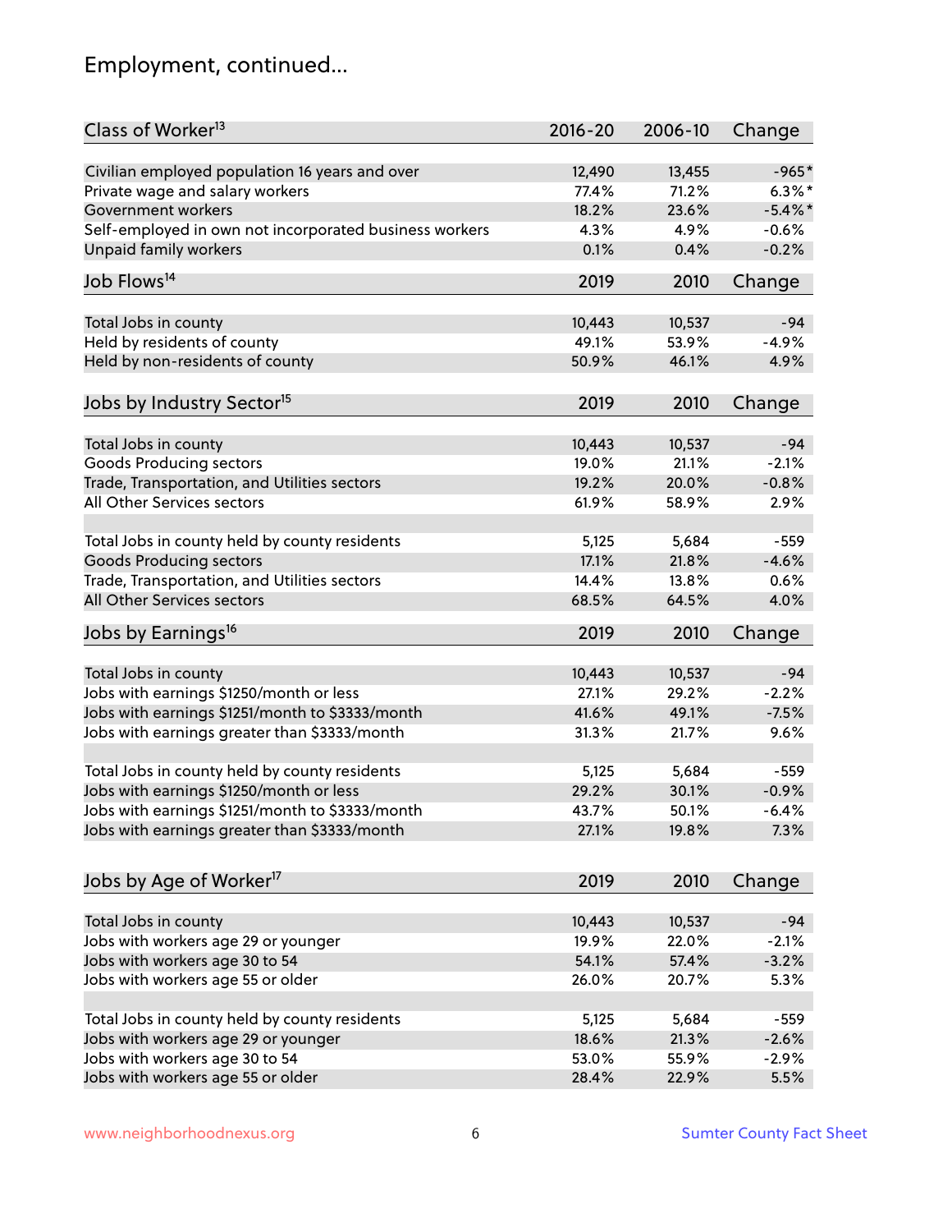## Employment, continued...

| Class of Worker[13] | 2016-20 | 2006-10 | Change |
|---|---|---|---|
| Civilian employed population 16 years and over | 12,490 | 13,455 | -965* |
| Private wage and salary workers | 77.4% | 71.2% | 6.3%* |
| Government workers | 18.2% | 23.6% | -5.4%* |
| Self-employed in own not incorporated business workers | 4.3% | 4.9% | -0.6% |
| Unpaid family workers | 0.1% | 0.4% | -0.2% |

| Job Flows[14] | 2019 | 2010 | Change |
|---|---|---|---|
| Total Jobs in county | 10,443 | 10,537 | -94 |
| Held by residents of county | 49.1% | 53.9% | -4.9% |
| Held by non-residents of county | 50.9% | 46.1% | 4.9% |

| Jobs by Industry Sector[15] | 2019 | 2010 | Change |
|---|---|---|---|
| Total Jobs in county | 10,443 | 10,537 | -94 |
| Goods Producing sectors | 19.0% | 21.1% | -2.1% |
| Trade, Transportation, and Utilities sectors | 19.2% | 20.0% | -0.8% |
| All Other Services sectors | 61.9% | 58.9% | 2.9% |
| | | | |
| Total Jobs in county held by county residents | 5,125 | 5,684 | -559 |
| Goods Producing sectors | 17.1% | 21.8% | -4.6% |
| Trade, Transportation, and Utilities sectors | 14.4% | 13.8% | 0.6% |
| All Other Services sectors | 68.5% | 64.5% | 4.0% |

| Jobs by Earnings[16] | 2019 | 2010 | Change |
|---|---|---|---|
| Total Jobs in county | 10,443 | 10,537 | -94 |
| Jobs with earnings $1250/month or less | 27.1% | 29.2% | -2.2% |
| Jobs with earnings $1251/month to $3333/month | 41.6% | 49.1% | -7.5% |
| Jobs with earnings greater than $3333/month | 31.3% | 21.7% | 9.6% |
| | | | |
| Total Jobs in county held by county residents | 5,125 | 5,684 | -559 |
| Jobs with earnings $1250/month or less | 29.2% | 30.1% | -0.9% |
| Jobs with earnings $1251/month to $3333/month | 43.7% | 50.1% | -6.4% |
| Jobs with earnings greater than $3333/month | 27.1% | 19.8% | 7.3% |

| Jobs by Age of Worker[17] | 2019 | 2010 | Change |
|---|---|---|---|
| Total Jobs in county | 10,443 | 10,537 | -94 |
| Jobs with workers age 29 or younger | 19.9% | 22.0% | -2.1% |
| Jobs with workers age 30 to 54 | 54.1% | 57.4% | -3.2% |
| Jobs with workers age 55 or older | 26.0% | 20.7% | 5.3% |
| | | | |
| Total Jobs in county held by county residents | 5,125 | 5,684 | -559 |
| Jobs with workers age 29 or younger | 18.6% | 21.3% | -2.6% |
| Jobs with workers age 30 to 54 | 53.0% | 55.9% | -2.9% |
| Jobs with workers age 55 or older | 28.4% | 22.9% | 5.5% |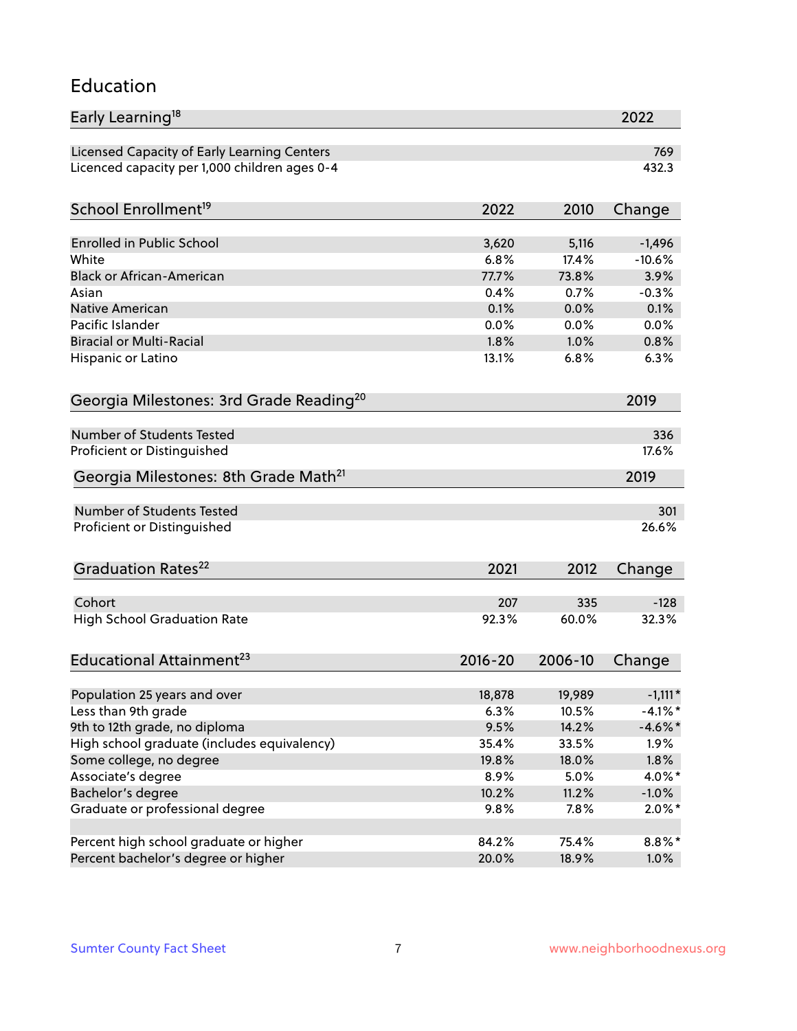## Education

| Early Learning[18] | 2022 |
|---|---|
| Licensed Capacity of Early Learning Centers | 769 |
| Licenced capacity per 1,000 children ages 0-4 | 432.3 |

| School Enrollment[19] | 2022 | 2010 | Change |
|---|---|---|---|
| Enrolled in Public School | 3,620 | 5,116 | -1,496 |
| White | 6.8% | 17.4% | -10.6% |
| Black or African-American | 77.7% | 73.8% | 3.9% |
| Asian | 0.4% | 0.7% | -0.3% |
| Native American | 0.1% | 0.0% | 0.1% |
| Pacific Islander | 0.0% | 0.0% | 0.0% |
| Biracial or Multi-Racial | 1.8% | 1.0% | 0.8% |
| Hispanic or Latino | 13.1% | 6.8% | 6.3% |

| Georgia Milestones: 3rd Grade Reading[20] | 2019 |
|---|---|
| Number of Students Tested | 336 |
| Proficient or Distinguished | 17.6% |

| Georgia Milestones: 8th Grade Math[21] | 2019 |
|---|---|
| Number of Students Tested | 301 |
| Proficient or Distinguished | 26.6% |

| Graduation Rates[22] | 2021 | 2012 | Change |
|---|---|---|---|
| Cohort | 207 | 335 | -128 |
| High School Graduation Rate | 92.3% | 60.0% | 32.3% |

| Educational Attainment[23] | 2016-20 | 2006-10 | Change |
|---|---|---|---|
| Population 25 years and over | 18,878 | 19,989 | -1,111* |
| Less than 9th grade | 6.3% | 10.5% | -4.1%* |
| 9th to 12th grade, no diploma | 9.5% | 14.2% | -4.6%* |
| High school graduate (includes equivalency) | 35.4% | 33.5% | 1.9% |
| Some college, no degree | 19.8% | 18.0% | 1.8% |
| Associate's degree | 8.9% | 5.0% | 4.0%* |
| Bachelor's degree | 10.2% | 11.2% | -1.0% |
| Graduate or professional degree | 9.8% | 7.8% | 2.0%* |
| | | | |
| Percent high school graduate or higher | 84.2% | 75.4% | 8.8%* |
| Percent bachelor's degree or higher | 20.0% | 18.9% | 1.0% |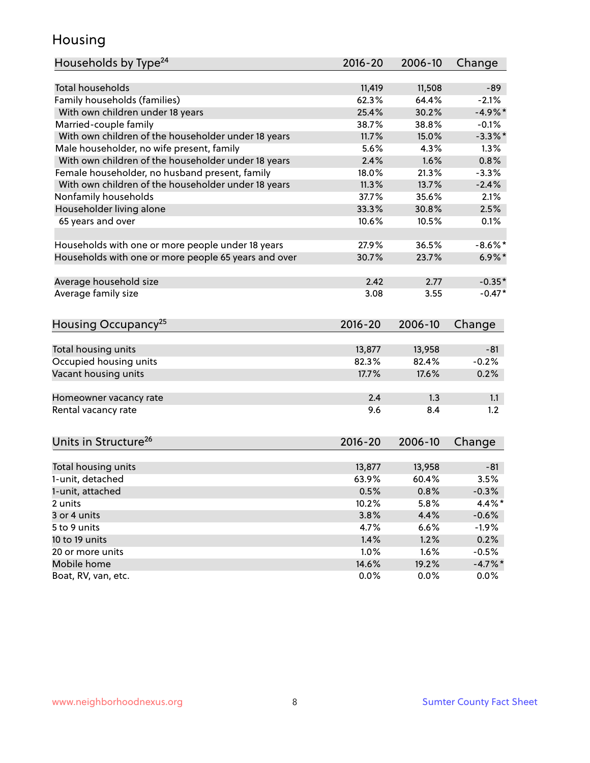# Housing

| Households by Type[24] | 2016-20 | 2006-10 | Change |
|---|---|---|---|
| Total households | 11,419 | 11,508 | -89 |
| Family households (families) | 62.3% | 64.4% | -2.1% |
| With own children under 18 years | 25.4% | 30.2% | -4.9%* |
| Married-couple family | 38.7% | 38.8% | -0.1% |
| With own children of the householder under 18 years | 11.7% | 15.0% | -3.3%* |
| Male householder, no wife present, family | 5.6% | 4.3% | 1.3% |
| With own children of the householder under 18 years | 2.4% | 1.6% | 0.8% |
| Female householder, no husband present, family | 18.0% | 21.3% | -3.3% |
| With own children of the householder under 18 years | 11.3% | 13.7% | -2.4% |
| Nonfamily households | 37.7% | 35.6% | 2.1% |
| Householder living alone | 33.3% | 30.8% | 2.5% |
| 65 years and over | 10.6% | 10.5% | 0.1% |
| Households with one or more people under 18 years | 27.9% | 36.5% | -8.6%* |
| Households with one or more people 65 years and over | 30.7% | 23.7% | 6.9%* |
| Average household size | 2.42 | 2.77 | -0.35* |
| Average family size | 3.08 | 3.55 | -0.47* |

| Housing Occupancy[25] | 2016-20 | 2006-10 | Change |
|---|---|---|---|
| Total housing units | 13,877 | 13,958 | -81 |
| Occupied housing units | 82.3% | 82.4% | -0.2% |
| Vacant housing units | 17.7% | 17.6% | 0.2% |
| Homeowner vacancy rate | 2.4 | 1.3 | 1.1 |
| Rental vacancy rate | 9.6 | 8.4 | 1.2 |

| Units in Structure[26] | 2016-20 | 2006-10 | Change |
|---|---|---|---|
| Total housing units | 13,877 | 13,958 | -81 |
| 1-unit, detached | 63.9% | 60.4% | 3.5% |
| 1-unit, attached | 0.5% | 0.8% | -0.3% |
| 2 units | 10.2% | 5.8% | 4.4%* |
| 3 or 4 units | 3.8% | 4.4% | -0.6% |
| 5 to 9 units | 4.7% | 6.6% | -1.9% |
| 10 to 19 units | 1.4% | 1.2% | 0.2% |
| 20 or more units | 1.0% | 1.6% | -0.5% |
| Mobile home | 14.6% | 19.2% | -4.7%* |
| Boat, RV, van, etc. | 0.0% | 0.0% | 0.0% |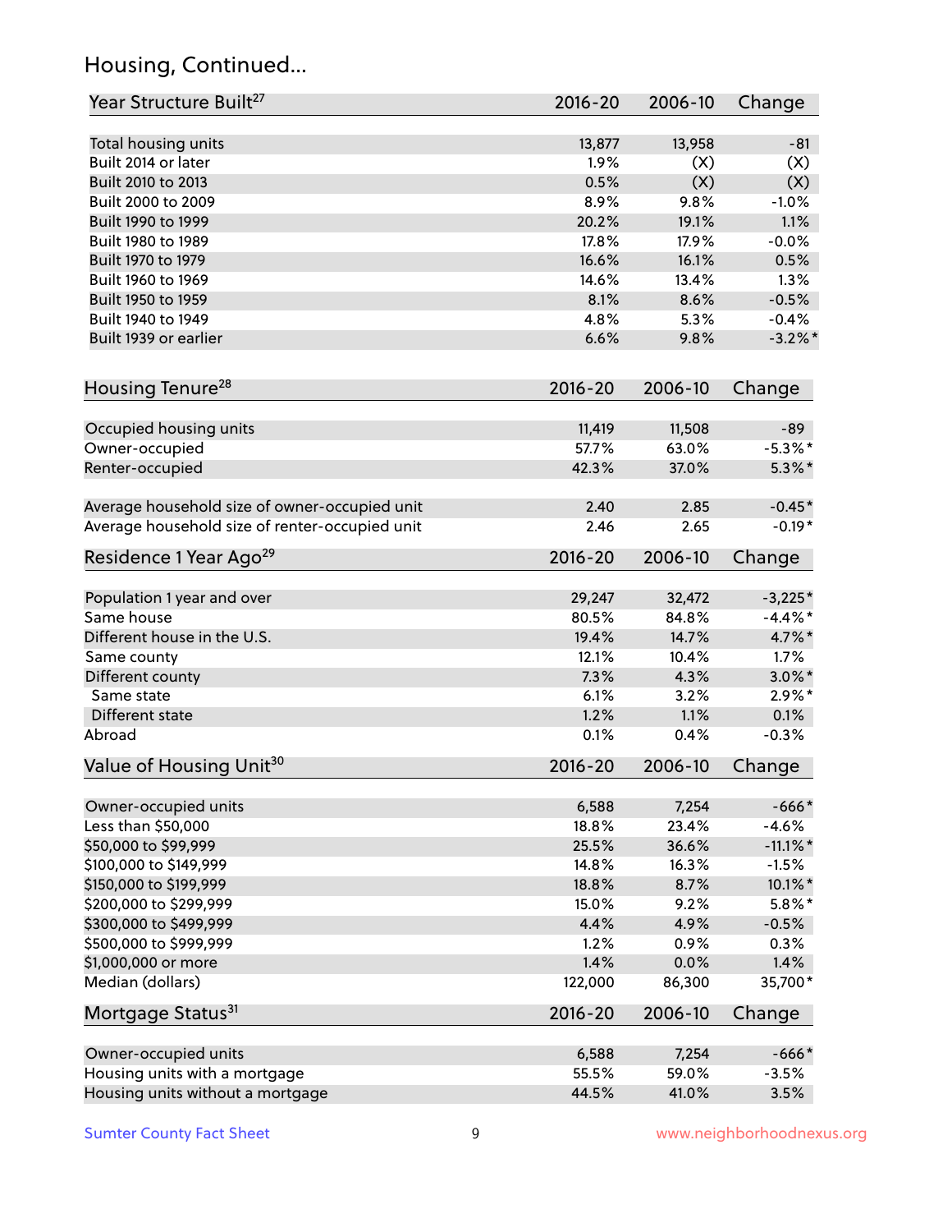## Housing, Continued...

| Year Structure Built[27] | 2016-20 | 2006-10 | Change |
|---|---|---|---|
| Total housing units | 13,877 | 13,958 | -81 |
| Built 2014 or later | 1.9% | (X) | (X) |
| Built 2010 to 2013 | 0.5% | (X) | (X) |
| Built 2000 to 2009 | 8.9% | 9.8% | -1.0% |
| Built 1990 to 1999 | 20.2% | 19.1% | 1.1% |
| Built 1980 to 1989 | 17.8% | 17.9% | -0.0% |
| Built 1970 to 1979 | 16.6% | 16.1% | 0.5% |
| Built 1960 to 1969 | 14.6% | 13.4% | 1.3% |
| Built 1950 to 1959 | 8.1% | 8.6% | -0.5% |
| Built 1940 to 1949 | 4.8% | 5.3% | -0.4% |
| Built 1939 or earlier | 6.6% | 9.8% | -3.2%* |

| Housing Tenure[28] | 2016-20 | 2006-10 | Change |
|---|---|---|---|
| Occupied housing units | 11,419 | 11,508 | -89 |
| Owner-occupied | 57.7% | 63.0% | -5.3%* |
| Renter-occupied | 42.3% | 37.0% | 5.3%* |
| | | | |
| Average household size of owner-occupied unit | 2.40 | 2.85 | -0.45* |
| Average household size of renter-occupied unit | 2.46 | 2.65 | -0.19* |

| Residence 1 Year Ago[29] | 2016-20 | 2006-10 | Change |
|---|---|---|---|
| Population 1 year and over | 29,247 | 32,472 | -3,225* |
| Same house | 80.5% | 84.8% | -4.4%* |
| Different house in the U.S. | 19.4% | 14.7% | 4.7%* |
| Same county | 12.1% | 10.4% | 1.7% |
| Different county | 7.3% | 4.3% | 3.0%* |
| Same state | 6.1% | 3.2% | 2.9%* |
| Different state | 1.2% | 1.1% | 0.1% |
| Abroad | 0.1% | 0.4% | -0.3% |

| Value of Housing Unit[30] | 2016-20 | 2006-10 | Change |
|---|---|---|---|
| Owner-occupied units | 6,588 | 7,254 | -666* |
| Less than $50,000 | 18.8% | 23.4% | -4.6% |
| $50,000 to $99,999 | 25.5% | 36.6% | -11.1%* |
| $100,000 to $149,999 | 14.8% | 16.3% | -1.5% |
| $150,000 to $199,999 | 18.8% | 8.7% | 10.1%* |
| $200,000 to $299,999 | 15.0% | 9.2% | 5.8%* |
| $300,000 to $499,999 | 4.4% | 4.9% | -0.5% |
| $500,000 to $999,999 | 1.2% | 0.9% | 0.3% |
| $1,000,000 or more | 1.4% | 0.0% | 1.4% |
| Median (dollars) | 122,000 | 86,300 | 35,700* |

| Mortgage Status[31] | 2016-20 | 2006-10 | Change |
|---|---|---|---|
| Owner-occupied units | 6,588 | 7,254 | -666* |
| Housing units with a mortgage | 55.5% | 59.0% | -3.5% |
| Housing units without a mortgage | 44.5% | 41.0% | 3.5% |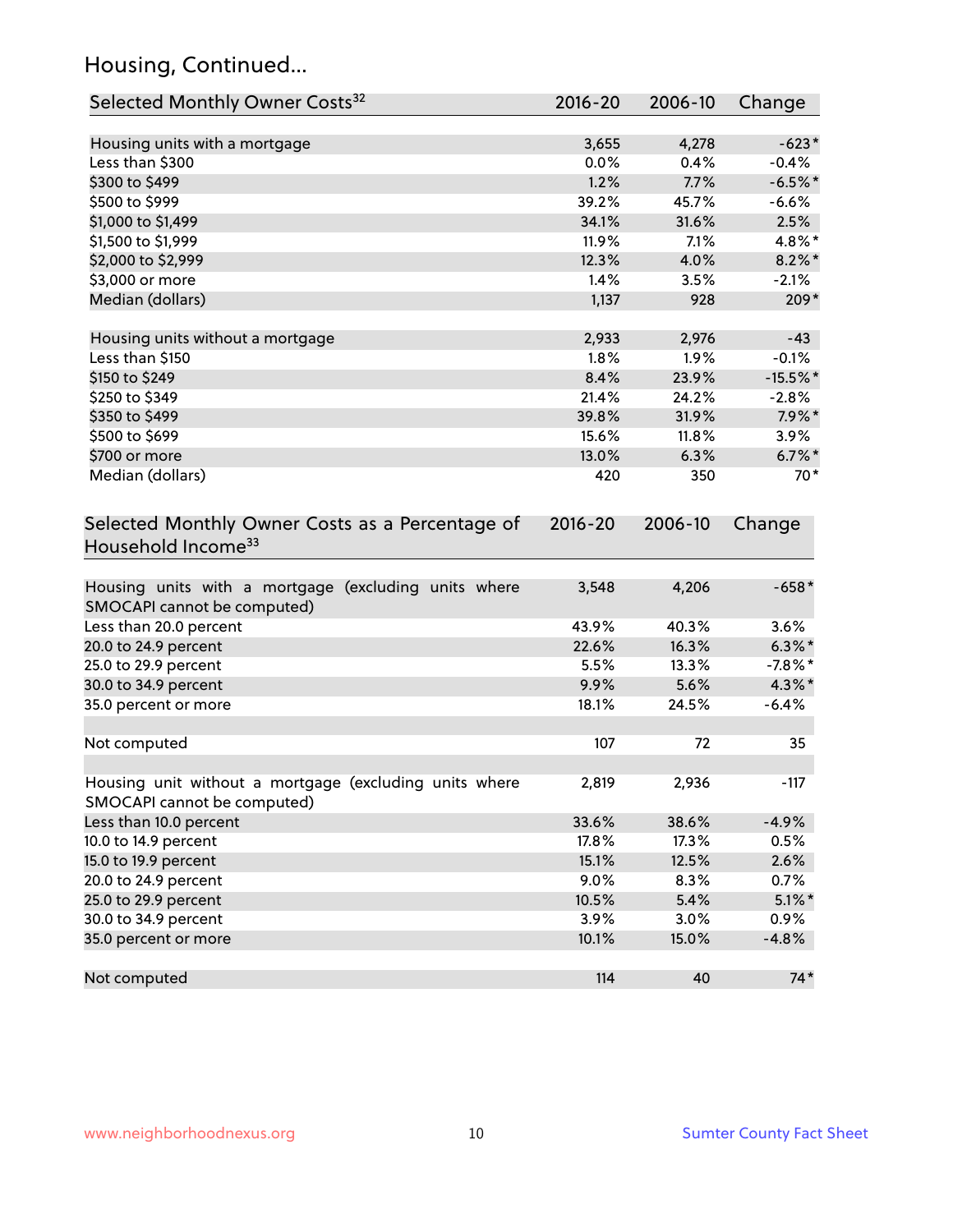## Housing, Continued...

| Selected Monthly Owner Costs[32] | 2016-20 | 2006-10 | Change |
|---|---|---|---|
| Housing units with a mortgage | 3,655 | 4,278 | -623* |
| Less than $300 | 0.0% | 0.4% | -0.4% |
| $300 to $499 | 1.2% | 7.7% | -6.5%* |
| $500 to $999 | 39.2% | 45.7% | -6.6% |
| $1,000 to $1,499 | 34.1% | 31.6% | 2.5% |
| $1,500 to $1,999 | 11.9% | 7.1% | 4.8%* |
| $2,000 to $2,999 | 12.3% | 4.0% | 8.2%* |
| $3,000 or more | 1.4% | 3.5% | -2.1% |
| Median (dollars) | 1,137 | 928 | 209* |
| | | | |
| Housing units without a mortgage | 2,933 | 2,976 | -43 |
| Less than $150 | 1.8% | 1.9% | -0.1% |
| $150 to $249 | 8.4% | 23.9% | -15.5%* |
| $250 to $349 | 21.4% | 24.2% | -2.8% |
| $350 to $499 | 39.8% | 31.9% | 7.9%* |
| $500 to $699 | 15.6% | 11.8% | 3.9% |
| $700 or more | 13.0% | 6.3% | 6.7%* |
| Median (dollars) | 420 | 350 | 70* |

| Selected Monthly Owner Costs as a Percentage of Household Income[33] | 2016-20 | 2006-10 | Change |
|---|---|---|---|
| Housing units with a mortgage (excluding units where SMOCAPI cannot be computed) | 3,548 | 4,206 | -658* |
| Less than 20.0 percent | 43.9% | 40.3% | 3.6% |
| 20.0 to 24.9 percent | 22.6% | 16.3% | 6.3%* |
| 25.0 to 29.9 percent | 5.5% | 13.3% | -7.8%* |
| 30.0 to 34.9 percent | 9.9% | 5.6% | 4.3%* |
| 35.0 percent or more | 18.1% | 24.5% | -6.4% |
| | | | |
| Not computed | 107 | 72 | 35 |
| | | | |
| Housing unit without a mortgage (excluding units where SMOCAPI cannot be computed) | 2,819 | 2,936 | -117 |
| Less than 10.0 percent | 33.6% | 38.6% | -4.9% |
| 10.0 to 14.9 percent | 17.8% | 17.3% | 0.5% |
| 15.0 to 19.9 percent | 15.1% | 12.5% | 2.6% |
| 20.0 to 24.9 percent | 9.0% | 8.3% | 0.7% |
| 25.0 to 29.9 percent | 10.5% | 5.4% | 5.1%* |
| 30.0 to 34.9 percent | 3.9% | 3.0% | 0.9% |
| 35.0 percent or more | 10.1% | 15.0% | -4.8% |
| | | | |
| Not computed | 114 | 40 | 74* |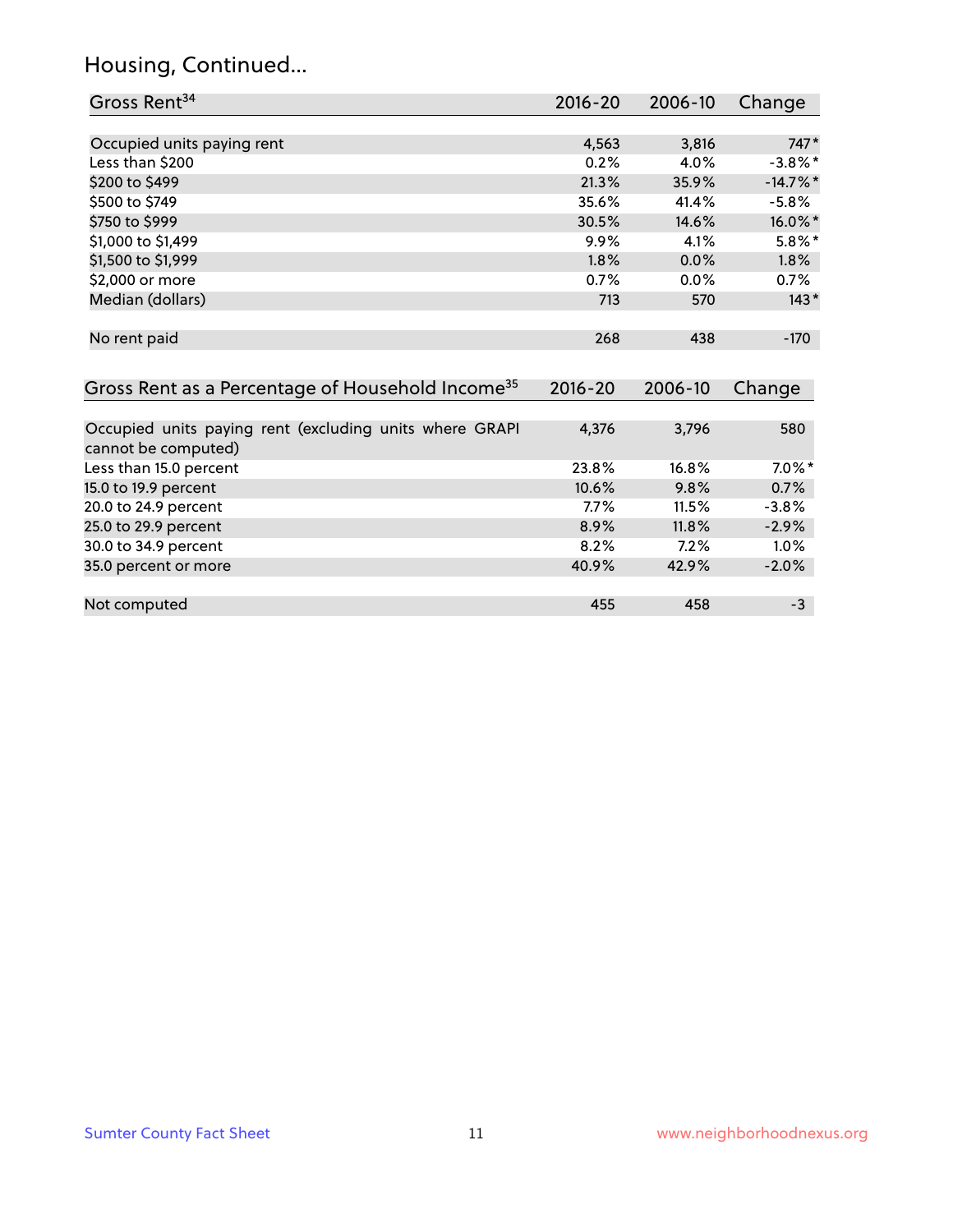## Housing, Continued...

| Gross Rent[34] | 2016-20 | 2006-10 | Change |
|---|---|---|---|
| Occupied units paying rent | 4,563 | 3,816 | 747* |
| Less than $200 | 0.2% | 4.0% | -3.8%* |
| $200 to $499 | 21.3% | 35.9% | -14.7%* |
| $500 to $749 | 35.6% | 41.4% | -5.8% |
| $750 to $999 | 30.5% | 14.6% | 16.0%* |
| $1,000 to $1,499 | 9.9% | 4.1% | 5.8%* |
| $1,500 to $1,999 | 1.8% | 0.0% | 1.8% |
| $2,000 or more | 0.7% | 0.0% | 0.7% |
| Median (dollars) | 713 | 570 | 143* |
| No rent paid | 268 | 438 | -170 |

| Gross Rent as a Percentage of Household Income[35] | 2016-20 | 2006-10 | Change |
|---|---|---|---|
| Occupied units paying rent (excluding units where GRAPI cannot be computed) | 4,376 | 3,796 | 580 |
| Less than 15.0 percent | 23.8% | 16.8% | 7.0%* |
| 15.0 to 19.9 percent | 10.6% | 9.8% | 0.7% |
| 20.0 to 24.9 percent | 7.7% | 11.5% | -3.8% |
| 25.0 to 29.9 percent | 8.9% | 11.8% | -2.9% |
| 30.0 to 34.9 percent | 8.2% | 7.2% | 1.0% |
| 35.0 percent or more | 40.9% | 42.9% | -2.0% |
| Not computed | 455 | 458 | -3 |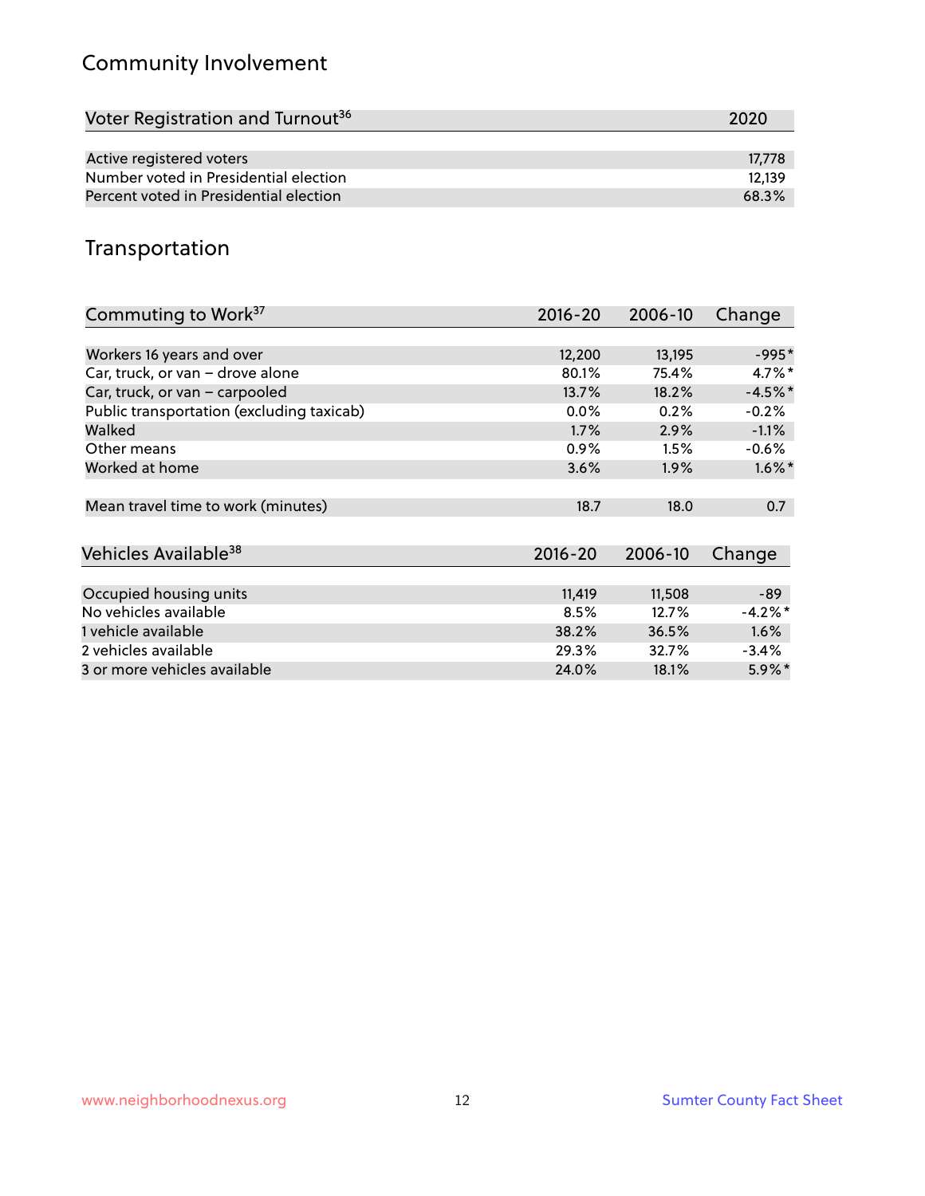## Community Involvement

| Voter Registration and Turnout[36] | 2020 |
|---|---|
| Active registered voters | 17,778 |
| Number voted in Presidential election | 12,139 |
| Percent voted in Presidential election | 68.3% |

## Transportation

| Commuting to Work[37] | 2016-20 | 2006-10 | Change |
|---|---|---|---|
| Workers 16 years and over | 12,200 | 13,195 | -995* |
| Car, truck, or van – drove alone | 80.1% | 75.4% | 4.7%* |
| Car, truck, or van – carpooled | 13.7% | 18.2% | -4.5%* |
| Public transportation (excluding taxicab) | 0.0% | 0.2% | -0.2% |
| Walked | 1.7% | 2.9% | -1.1% |
| Other means | 0.9% | 1.5% | -0.6% |
| Worked at home | 3.6% | 1.9% | 1.6%* |
| Mean travel time to work (minutes) | 18.7 | 18.0 | 0.7 |

| Vehicles Available[38] | 2016-20 | 2006-10 | Change |
|---|---|---|---|
| Occupied housing units | 11,419 | 11,508 | -89 |
| No vehicles available | 8.5% | 12.7% | -4.2%* |
| 1 vehicle available | 38.2% | 36.5% | 1.6% |
| 2 vehicles available | 29.3% | 32.7% | -3.4% |
| 3 or more vehicles available | 24.0% | 18.1% | 5.9%* |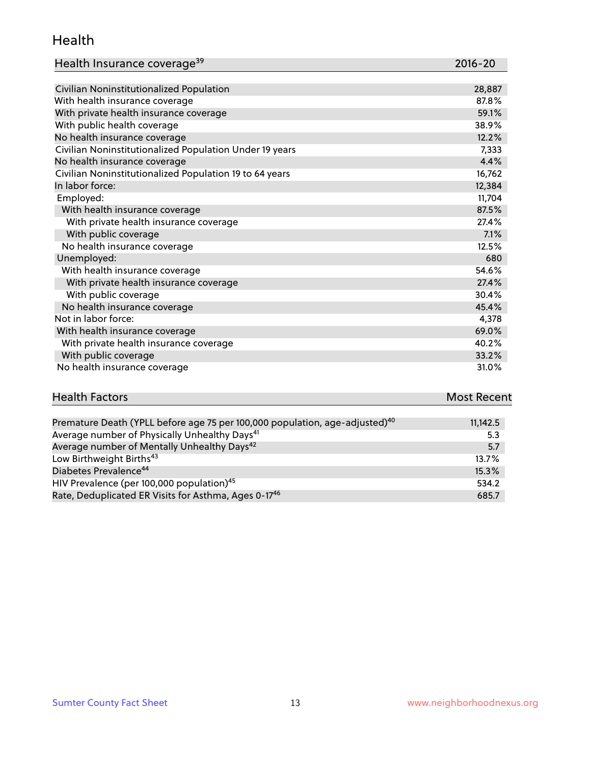## Health

| Health Insurance coverage[39] | 2016-20 |
| --- | --- |
| Civilian Noninstitutionalized Population | 28,887 |
| With health insurance coverage | 87.8% |
| With private health insurance coverage | 59.1% |
| With public health coverage | 38.9% |
| No health insurance coverage | 12.2% |
| Civilian Noninstitutionalized Population Under 19 years | 7,333 |
| No health insurance coverage | 4.4% |
| Civilian Noninstitutionalized Population 19 to 64 years | 16,762 |
| In labor force: | 12,384 |
| Employed: | 11,704 |
| With health insurance coverage | 87.5% |
| With private health insurance coverage | 27.4% |
| With public coverage | 7.1% |
| No health insurance coverage | 12.5% |
| Unemployed: | 680 |
| With health insurance coverage | 54.6% |
| With private health insurance coverage | 27.4% |
| With public coverage | 30.4% |
| No health insurance coverage | 45.4% |
| Not in labor force: | 4,378 |
| With health insurance coverage | 69.0% |
| With private health insurance coverage | 40.2% |
| With public coverage | 33.2% |
| No health insurance coverage | 31.0% |

| Health Factors | Most Recent |
| --- | --- |
| Premature Death (YPLL before age 75 per 100,000 population, age-adjusted)[40] | 11,142.5 |
| Average number of Physically Unhealthy Days[41] | 5.3 |
| Average number of Mentally Unhealthy Days[42] | 5.7 |
| Low Birthweight Births[43] | 13.7% |
| Diabetes Prevalence[44] | 15.3% |
| HIV Prevalence (per 100,000 population)[45] | 534.2 |
| Rate, Deduplicated ER Visits for Asthma, Ages 0-17[46] | 685.7 |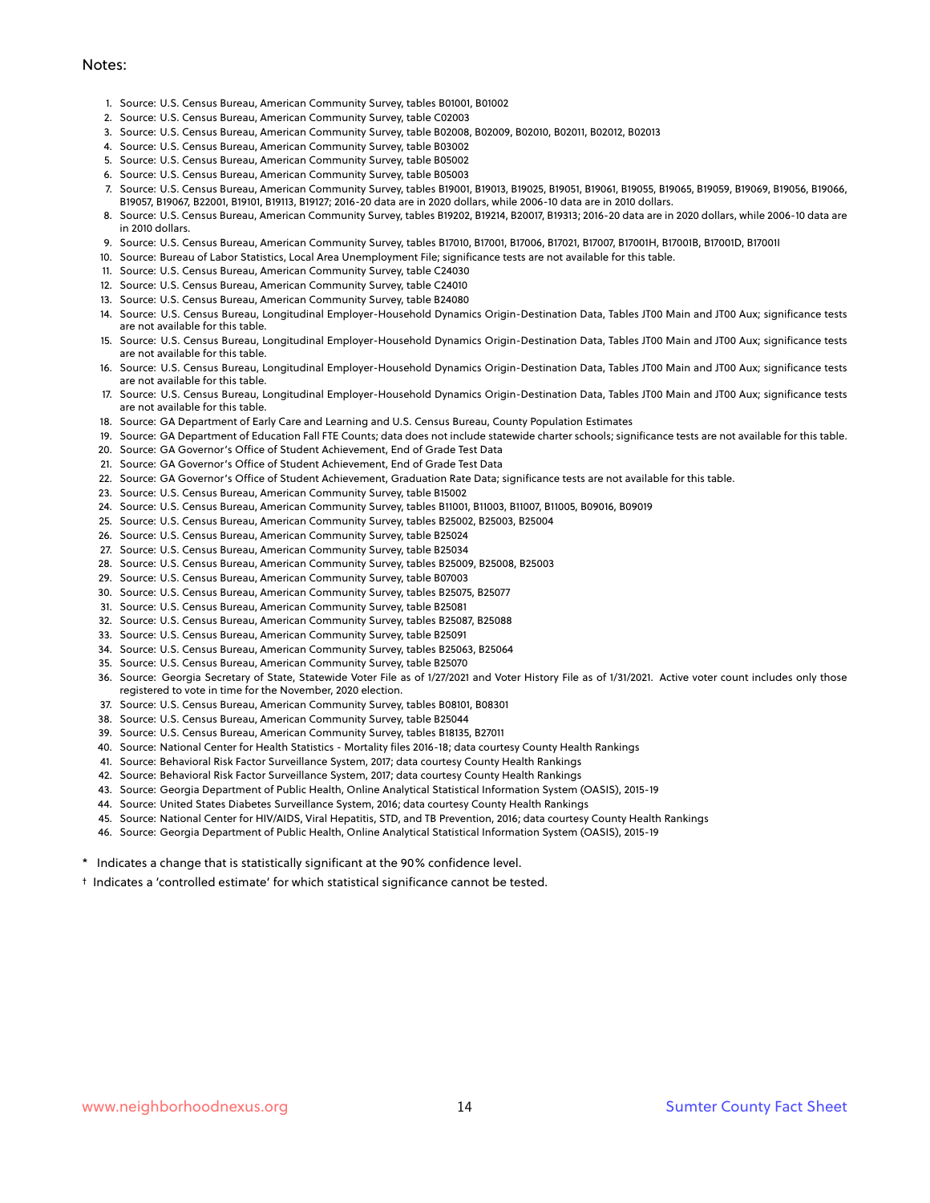Notes:

1. Source: U.S. Census Bureau, American Community Survey, tables B01001, B01002
2. Source: U.S. Census Bureau, American Community Survey, table C02003
3. Source: U.S. Census Bureau, American Community Survey, table B02008, B02009, B02010, B02011, B02012, B02013
4. Source: U.S. Census Bureau, American Community Survey, table B03002
5. Source: U.S. Census Bureau, American Community Survey, table B05002
6. Source: U.S. Census Bureau, American Community Survey, table B05003
7. Source: U.S. Census Bureau, American Community Survey, tables B19001, B19013, B19025, B19051, B19061, B19055, B19065, B19059, B19069, B19056, B19066, B19057, B19067, B22001, B19101, B19113, B19127; 2016-20 data are in 2020 dollars, while 2006-10 data are in 2010 dollars.
8. Source: U.S. Census Bureau, American Community Survey, tables B19202, B19214, B20017, B19313; 2016-20 data are in 2020 dollars, while 2006-10 data are in 2010 dollars.
9. Source: U.S. Census Bureau, American Community Survey, tables B17010, B17001, B17006, B17021, B17007, B17001H, B17001B, B17001D, B17001I
10. Source: Bureau of Labor Statistics, Local Area Unemployment File; significance tests are not available for this table.
11. Source: U.S. Census Bureau, American Community Survey, table C24030
12. Source: U.S. Census Bureau, American Community Survey, table C24010
13. Source: U.S. Census Bureau, American Community Survey, table B24080
14. Source: U.S. Census Bureau, Longitudinal Employer-Household Dynamics Origin-Destination Data, Tables JT00 Main and JT00 Aux; significance tests are not available for this table.
15. Source: U.S. Census Bureau, Longitudinal Employer-Household Dynamics Origin-Destination Data, Tables JT00 Main and JT00 Aux; significance tests are not available for this table.
16. Source: U.S. Census Bureau, Longitudinal Employer-Household Dynamics Origin-Destination Data, Tables JT00 Main and JT00 Aux; significance tests are not available for this table.
17. Source: U.S. Census Bureau, Longitudinal Employer-Household Dynamics Origin-Destination Data, Tables JT00 Main and JT00 Aux; significance tests are not available for this table.
18. Source: GA Department of Early Care and Learning and U.S. Census Bureau, County Population Estimates
19. Source: GA Department of Education Fall FTE Counts; data does not include statewide charter schools; significance tests are not available for this table.
20. Source: GA Governor's Office of Student Achievement, End of Grade Test Data
21. Source: GA Governor's Office of Student Achievement, End of Grade Test Data
22. Source: GA Governor's Office of Student Achievement, Graduation Rate Data; significance tests are not available for this table.
23. Source: U.S. Census Bureau, American Community Survey, table B15002
24. Source: U.S. Census Bureau, American Community Survey, tables B11001, B11003, B11007, B11005, B09016, B09019
25. Source: U.S. Census Bureau, American Community Survey, tables B25002, B25003, B25004
26. Source: U.S. Census Bureau, American Community Survey, table B25024
27. Source: U.S. Census Bureau, American Community Survey, table B25034
28. Source: U.S. Census Bureau, American Community Survey, tables B25009, B25008, B25003
29. Source: U.S. Census Bureau, American Community Survey, table B07003
30. Source: U.S. Census Bureau, American Community Survey, tables B25075, B25077
31. Source: U.S. Census Bureau, American Community Survey, table B25081
32. Source: U.S. Census Bureau, American Community Survey, tables B25087, B25088
33. Source: U.S. Census Bureau, American Community Survey, table B25091
34. Source: U.S. Census Bureau, American Community Survey, tables B25063, B25064
35. Source: U.S. Census Bureau, American Community Survey, table B25070
36. Source: Georgia Secretary of State, Statewide Voter File as of 1/27/2021 and Voter History File as of 1/31/2021. Active voter count includes only those registered to vote in time for the November, 2020 election.
37. Source: U.S. Census Bureau, American Community Survey, tables B08101, B08301
38. Source: U.S. Census Bureau, American Community Survey, table B25044
39. Source: U.S. Census Bureau, American Community Survey, tables B18135, B27011
40. Source: National Center for Health Statistics - Mortality files 2016-18; data courtesy County Health Rankings
41. Source: Behavioral Risk Factor Surveillance System, 2017; data courtesy County Health Rankings
42. Source: Behavioral Risk Factor Surveillance System, 2017; data courtesy County Health Rankings
43. Source: Georgia Department of Public Health, Online Analytical Statistical Information System (OASIS), 2015-19
44. Source: United States Diabetes Surveillance System, 2016; data courtesy County Health Rankings
45. Source: National Center for HIV/AIDS, Viral Hepatitis, STD, and TB Prevention, 2016; data courtesy County Health Rankings
46. Source: Georgia Department of Public Health, Online Analytical Statistical Information System (OASIS), 2015-19

\* Indicates a change that is statistically significant at the 90% confidence level.

† Indicates a 'controlled estimate' for which statistical significance cannot be tested.